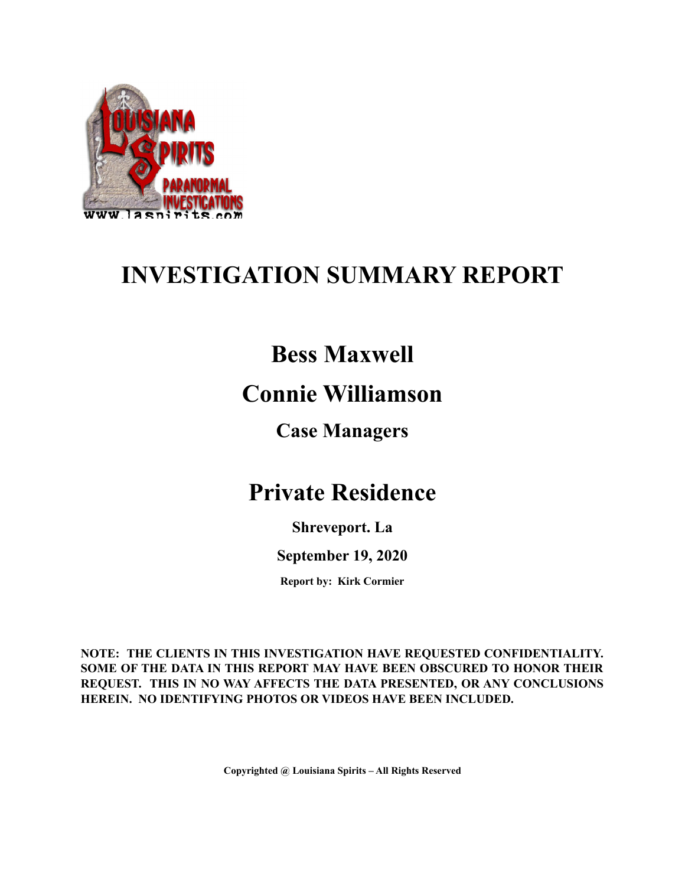# INVESTIGATION SUMMARY REPORT

## Bess Maxwell

## Connie Williamson

### Case Managers

## Private Residence

**Shreveport. La**

**September 19, 2020**

**Report by: Kirk Cormier**

**NOTE: THE CLIENTS IN THIS INVESTIGATION HAVE REQUESTED CONFIDENTIALITY. SOME OF THE DATA IN THIS REPORT MAY HAVE BEEN OBSCURED TO HONOR THEIR REQUEST. THIS IN NO WAY AFFECTS THE DATA PRESENTED, OR ANY CONCLUSIONS HEREIN. NO IDENTIFYING PHOTOS OR VIDEOS HAVE BEEN INCLUDED.**

**Copyrighted @ Louisiana Spirits – All Rights Reserved**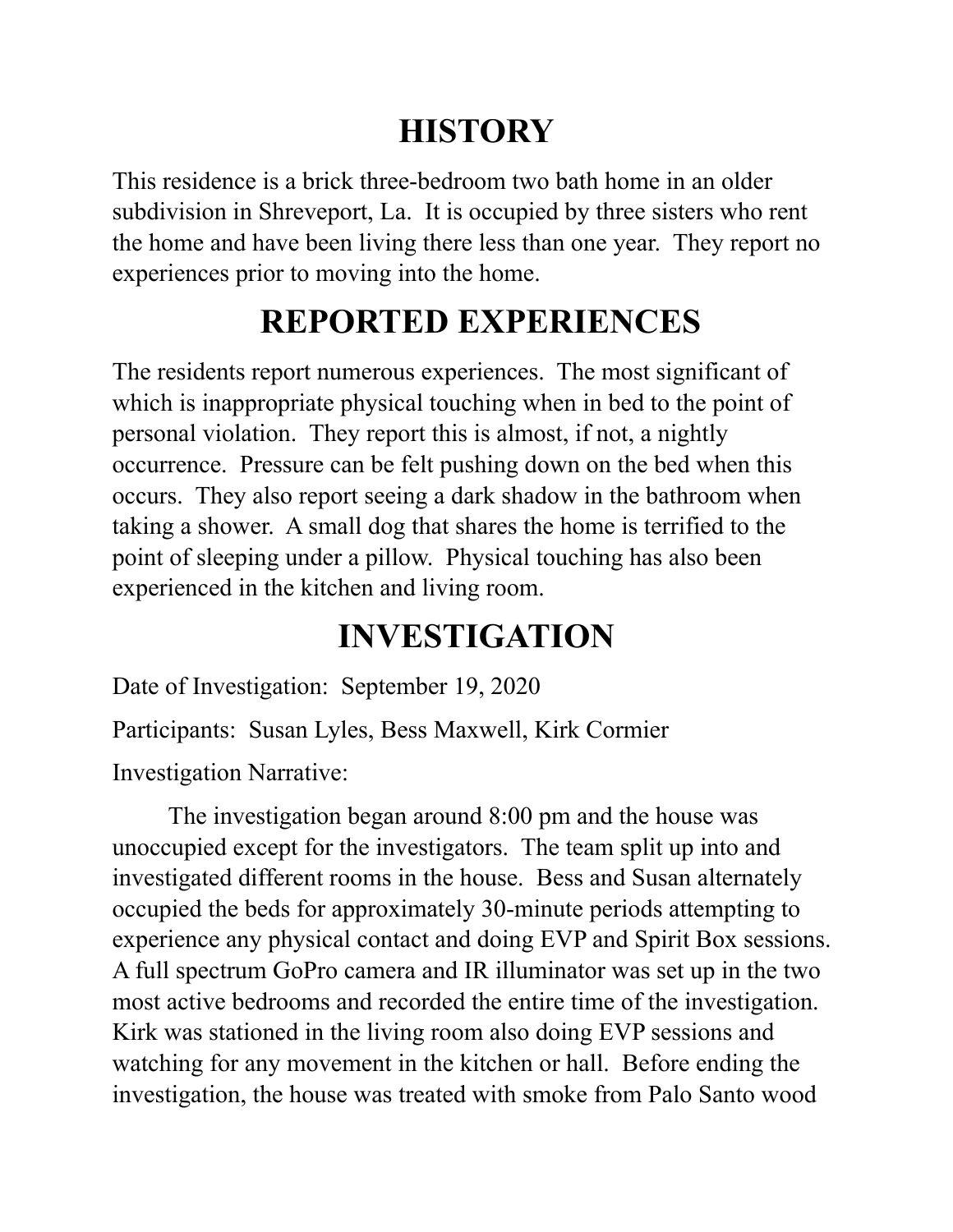## HISTORY

This residence is a brick three-bedroom two bath home in an older subdivision in Shreveport, La. It is occupied by three sisters who rent the home and have been living there less than one year. They report no experiences prior to moving into the home.

## REPORTED EXPERIENCES

The residents report numerous experiences. The most significant of which is inappropriate physical touching when in bed to the point of personal violation. They report this is almost, if not, a nightly occurrence. Pressure can be felt pushing down on the bed when this occurs. They also report seeing a dark shadow in the bathroom when taking a shower. A small dog that shares the home is terrified to the point of sleeping under a pillow. Physical touching has also been experienced in the kitchen and living room.

## INVESTIGATION

Date of Investigation: September 19, 2020

Participants: Susan Lyles, Bess Maxwell, Kirk Cormier

Investigation Narrative:

The investigation began around 8:00 pm and the house was unoccupied except for the investigators. The team split up into and investigated different rooms in the house. Bess and Susan alternately occupied the beds for approximately 30-minute periods attempting to experience any physical contact and doing EVP and Spirit Box sessions. A full spectrum GoPro camera and IR illuminator was set up in the two most active bedrooms and recorded the entire time of the investigation. Kirk was stationed in the living room also doing EVP sessions and watching for any movement in the kitchen or hall. Before ending the investigation, the house was treated with smoke from Palo Santo wood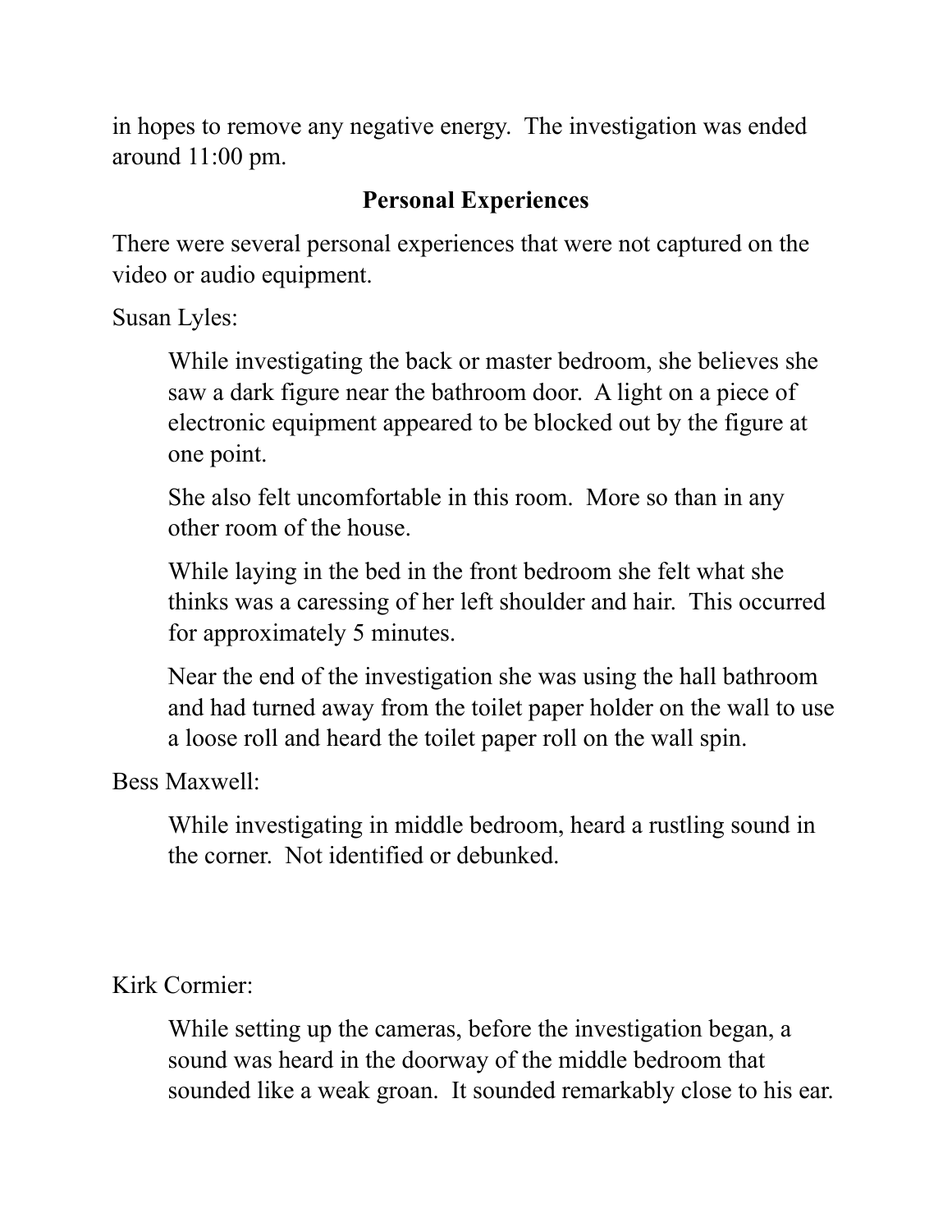in hopes to remove any negative energy.  The investigation was ended around 11:00 pm.

## Personal Experiences

There were several personal experiences that were not captured on the video or audio equipment.

Susan Lyles:

> While investigating the back or master bedroom, she believes she saw a dark figure near the bathroom door.  A light on a piece of electronic equipment appeared to be blocked out by the figure at one point.
>
> She also felt uncomfortable in this room.  More so than in any other room of the house.
>
> While laying in the bed in the front bedroom she felt what she thinks was a caressing of her left shoulder and hair.  This occurred for approximately 5 minutes.
>
> Near the end of the investigation she was using the hall bathroom and had turned away from the toilet paper holder on the wall to use a loose roll and heard the toilet paper roll on the wall spin.

Bess Maxwell:

> While investigating in middle bedroom, heard a rustling sound in the corner.  Not identified or debunked.

Kirk Cormier:

> While setting up the cameras, before the investigation began, a sound was heard in the doorway of the middle bedroom that sounded like a weak groan.  It sounded remarkably close to his ear.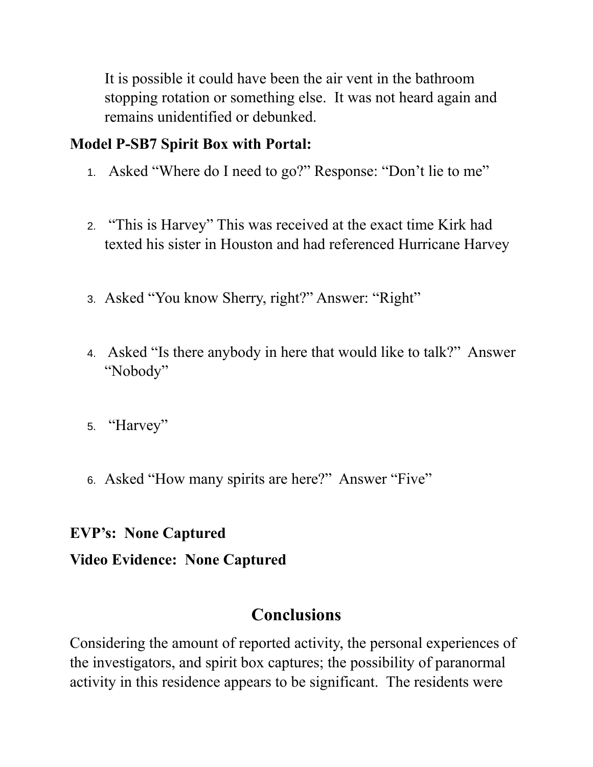It is possible it could have been the air vent in the bathroom stopping rotation or something else. It was not heard again and remains unidentified or debunked.

**Model P-SB7 Spirit Box with Portal:**

1. Asked "Where do I need to go?" Response: "Don't lie to me"
2. "This is Harvey" This was received at the exact time Kirk had texted his sister in Houston and had referenced Hurricane Harvey
3. Asked "You know Sherry, right?" Answer: "Right"
4. Asked "Is there anybody in here that would like to talk?" Answer "Nobody"
5. "Harvey"
6. Asked "How many spirits are here?" Answer "Five"

**EVP's: None Captured**

**Video Evidence: None Captured**

## Conclusions

Considering the amount of reported activity, the personal experiences of the investigators, and spirit box captures; the possibility of paranormal activity in this residence appears to be significant. The residents were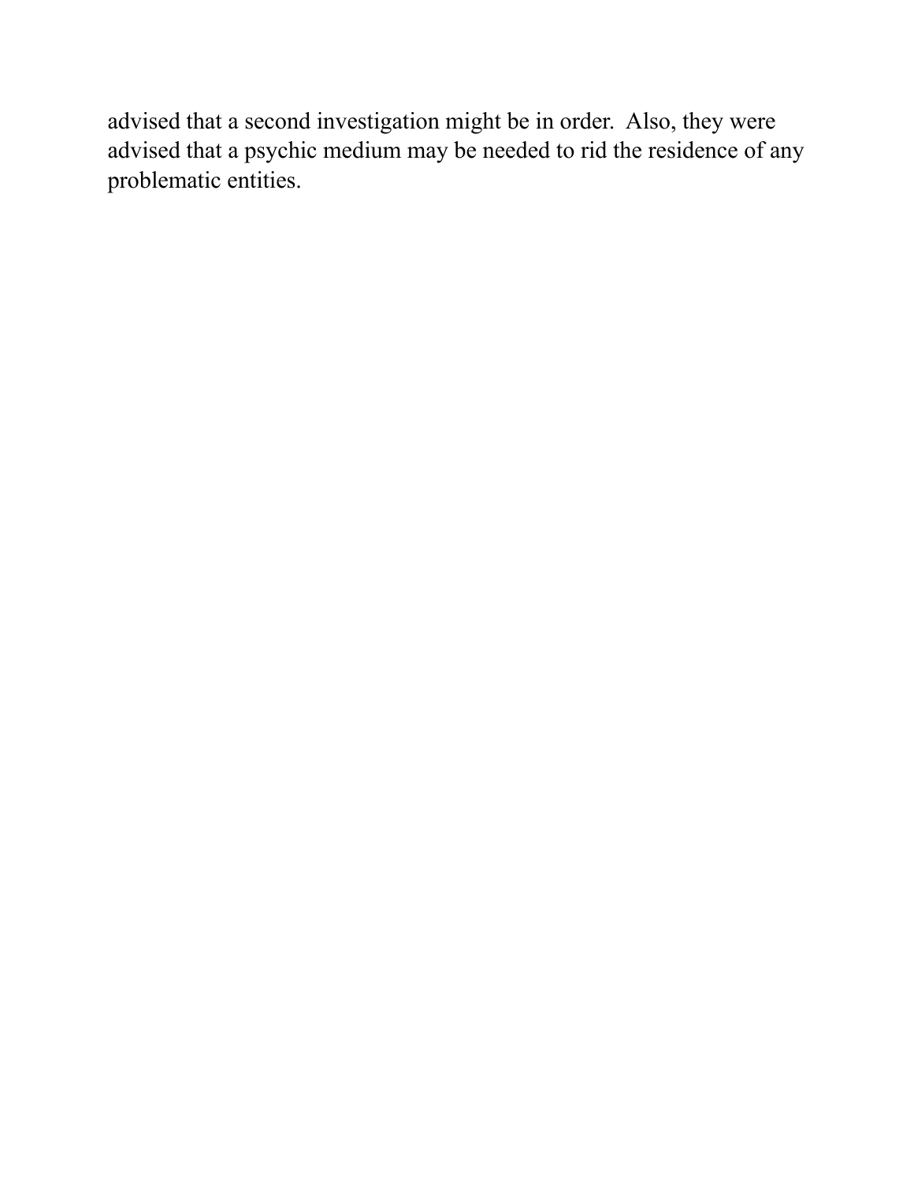advised that a second investigation might be in order. Also, they were advised that a psychic medium may be needed to rid the residence of any problematic entities.